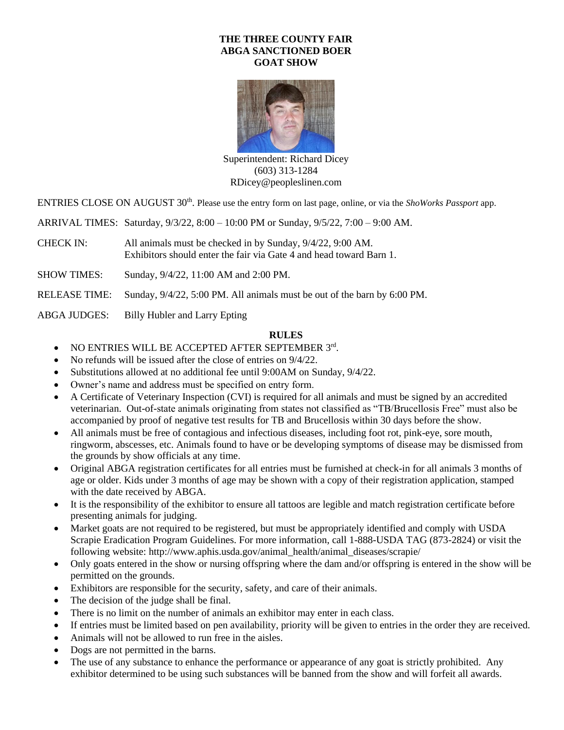**THE THREE COUNTY FAIR**
**ABGA SANCTIONED BOER**
**GOAT SHOW**

Superintendent: Richard Dicey
(603) 313-1284
RDicey@peopleslinen.com

ENTRIES CLOSE ON AUGUST 30th. Please use the entry form on last page, online, or via the *ShoWorks Passport* app.

ARRIVAL TIMES: Saturday, 9/3/22, 8:00 – 10:00 PM or Sunday, 9/5/22, 7:00 – 9:00 AM.

CHECK IN: All animals must be checked in by Sunday, 9/4/22, 9:00 AM. Exhibitors should enter the fair via Gate 4 and head toward Barn 1.

SHOW TIMES: Sunday, 9/4/22, 11:00 AM and 2:00 PM.

RELEASE TIME: Sunday, 9/4/22, 5:00 PM. All animals must be out of the barn by 6:00 PM.

ABGA JUDGES: Billy Hubler and Larry Epting

**RULES**

- NO ENTRIES WILL BE ACCEPTED AFTER SEPTEMBER 3rd.
- No refunds will be issued after the close of entries on 9/4/22.
- Substitutions allowed at no additional fee until 9:00AM on Sunday, 9/4/22.
- Owner's name and address must be specified on entry form.
- A Certificate of Veterinary Inspection (CVI) is required for all animals and must be signed by an accredited veterinarian. Out-of-state animals originating from states not classified as "TB/Brucellosis Free" must also be accompanied by proof of negative test results for TB and Brucellosis within 30 days before the show.
- All animals must be free of contagious and infectious diseases, including foot rot, pink-eye, sore mouth, ringworm, abscesses, etc. Animals found to have or be developing symptoms of disease may be dismissed from the grounds by show officials at any time.
- Original ABGA registration certificates for all entries must be furnished at check-in for all animals 3 months of age or older. Kids under 3 months of age may be shown with a copy of their registration application, stamped with the date received by ABGA.
- It is the responsibility of the exhibitor to ensure all tattoos are legible and match registration certificate before presenting animals for judging.
- Market goats are not required to be registered, but must be appropriately identified and comply with USDA Scrapie Eradication Program Guidelines. For more information, call 1-888-USDA TAG (873-2824) or visit the following website: http://www.aphis.usda.gov/animal_health/animal_diseases/scrapie/
- Only goats entered in the show or nursing offspring where the dam and/or offspring is entered in the show will be permitted on the grounds.
- Exhibitors are responsible for the security, safety, and care of their animals.
- The decision of the judge shall be final.
- There is no limit on the number of animals an exhibitor may enter in each class.
- If entries must be limited based on pen availability, priority will be given to entries in the order they are received.
- Animals will not be allowed to run free in the aisles.
- Dogs are not permitted in the barns.
- The use of any substance to enhance the performance or appearance of any goat is strictly prohibited. Any exhibitor determined to be using such substances will be banned from the show and will forfeit all awards.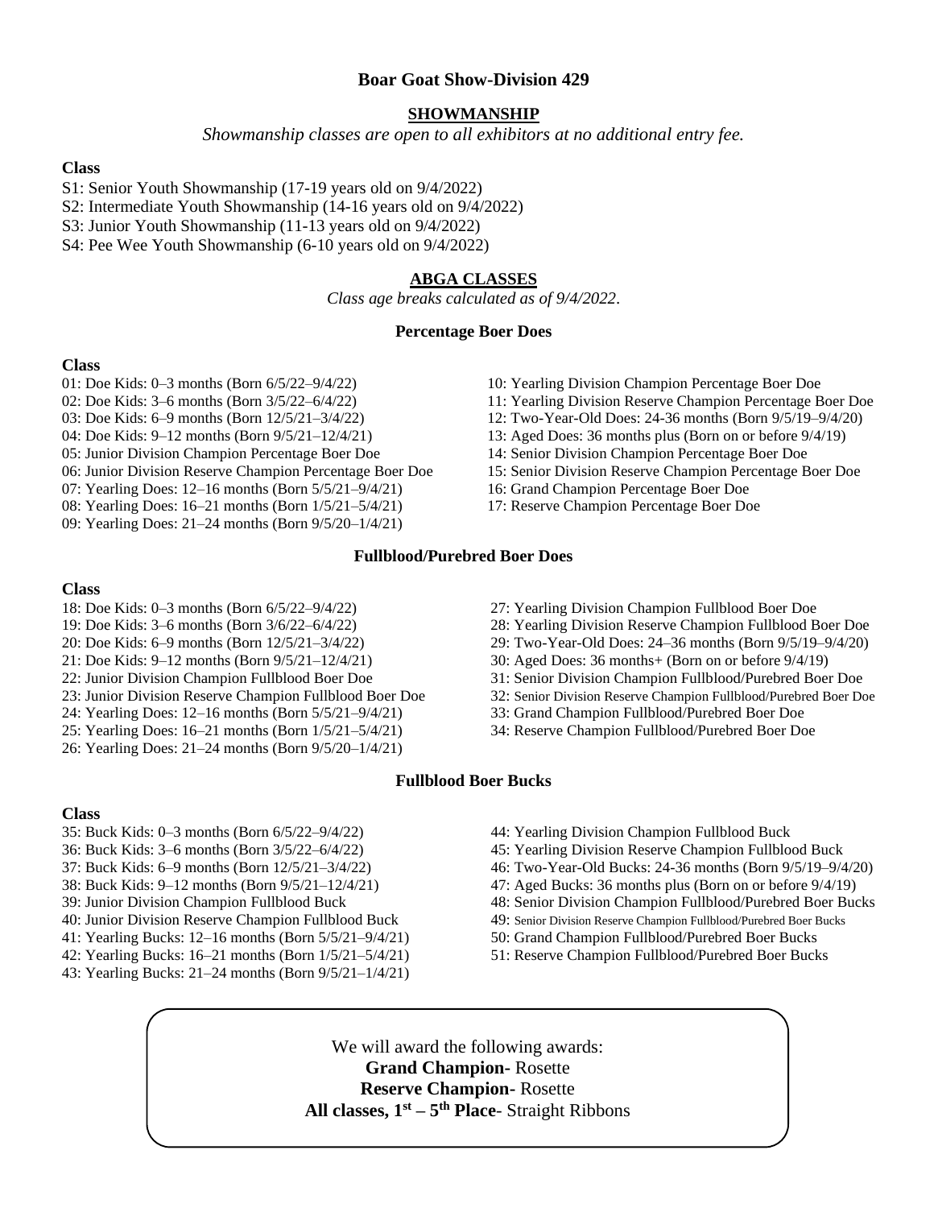# Boar Goat Show-Division 429

## SHOWMANSHIP

*Showmanship classes are open to all exhibitors at no additional entry fee.*

**Class**

S1: Senior Youth Showmanship (17-19 years old on 9/4/2022)
S2: Intermediate Youth Showmanship (14-16 years old on 9/4/2022)
S3: Junior Youth Showmanship (11-13 years old on 9/4/2022)
S4: Pee Wee Youth Showmanship (6-10 years old on 9/4/2022)

## ABGA CLASSES

*Class age breaks calculated as of 9/4/2022.*

### Percentage Boer Does

**Class**

01: Doe Kids: 0–3 months (Born 6/5/22–9/4/22)
02: Doe Kids: 3–6 months (Born 3/5/22–6/4/22)
03: Doe Kids: 6–9 months (Born 12/5/21–3/4/22)
04: Doe Kids: 9–12 months (Born 9/5/21–12/4/21)
05: Junior Division Champion Percentage Boer Doe
06: Junior Division Reserve Champion Percentage Boer Doe
07: Yearling Does: 12–16 months (Born 5/5/21–9/4/21)
08: Yearling Does: 16–21 months (Born 1/5/21–5/4/21)
09: Yearling Does: 21–24 months (Born 9/5/20–1/4/21)
10: Yearling Division Champion Percentage Boer Doe
11: Yearling Division Reserve Champion Percentage Boer Doe
12: Two-Year-Old Does: 24-36 months (Born 9/5/19–9/4/20)
13: Aged Does: 36 months plus (Born on or before 9/4/19)
14: Senior Division Champion Percentage Boer Doe
15: Senior Division Reserve Champion Percentage Boer Doe
16: Grand Champion Percentage Boer Doe
17: Reserve Champion Percentage Boer Doe

### Fullblood/Purebred Boer Does

**Class**

18: Doe Kids: 0–3 months (Born 6/5/22–9/4/22)
19: Doe Kids: 3–6 months (Born 3/6/22–6/4/22)
20: Doe Kids: 6–9 months (Born 12/5/21–3/4/22)
21: Doe Kids: 9–12 months (Born 9/5/21–12/4/21)
22: Junior Division Champion Fullblood Boer Doe
23: Junior Division Reserve Champion Fullblood Boer Doe
24: Yearling Does: 12–16 months (Born 5/5/21–9/4/21)
25: Yearling Does: 16–21 months (Born 1/5/21–5/4/21)
26: Yearling Does: 21–24 months (Born 9/5/20–1/4/21)
27: Yearling Division Champion Fullblood Boer Doe
28: Yearling Division Reserve Champion Fullblood Boer Doe
29: Two-Year-Old Does: 24–36 months (Born 9/5/19–9/4/20)
30: Aged Does: 36 months+ (Born on or before 9/4/19)
31: Senior Division Champion Fullblood/Purebred Boer Doe
32: Senior Division Reserve Champion Fullblood/Purebred Boer Doe
33: Grand Champion Fullblood/Purebred Boer Doe
34: Reserve Champion Fullblood/Purebred Boer Doe

### Fullblood Boer Bucks

**Class**

35: Buck Kids: 0–3 months (Born 6/5/22–9/4/22)
36: Buck Kids: 3–6 months (Born 3/5/22–6/4/22)
37: Buck Kids: 6–9 months (Born 12/5/21–3/4/22)
38: Buck Kids: 9–12 months (Born 9/5/21–12/4/21)
39: Junior Division Champion Fullblood Buck
40: Junior Division Reserve Champion Fullblood Buck
41: Yearling Bucks: 12–16 months (Born 5/5/21–9/4/21)
42: Yearling Bucks: 16–21 months (Born 1/5/21–5/4/21)
43: Yearling Bucks: 21–24 months (Born 9/5/21–1/4/21)
44: Yearling Division Champion Fullblood Buck
45: Yearling Division Reserve Champion Fullblood Buck
46: Two-Year-Old Bucks: 24-36 months (Born 9/5/19–9/4/20)
47: Aged Bucks: 36 months plus (Born on or before 9/4/19)
48: Senior Division Champion Fullblood/Purebred Boer Bucks
49: Senior Division Reserve Champion Fullblood/Purebred Boer Bucks
50: Grand Champion Fullblood/Purebred Boer Bucks
51: Reserve Champion Fullblood/Purebred Boer Bucks

We will award the following awards:
**Grand Champion**- Rosette
**Reserve Champion**- Rosette
**All classes, 1st – 5th Place**- Straight Ribbons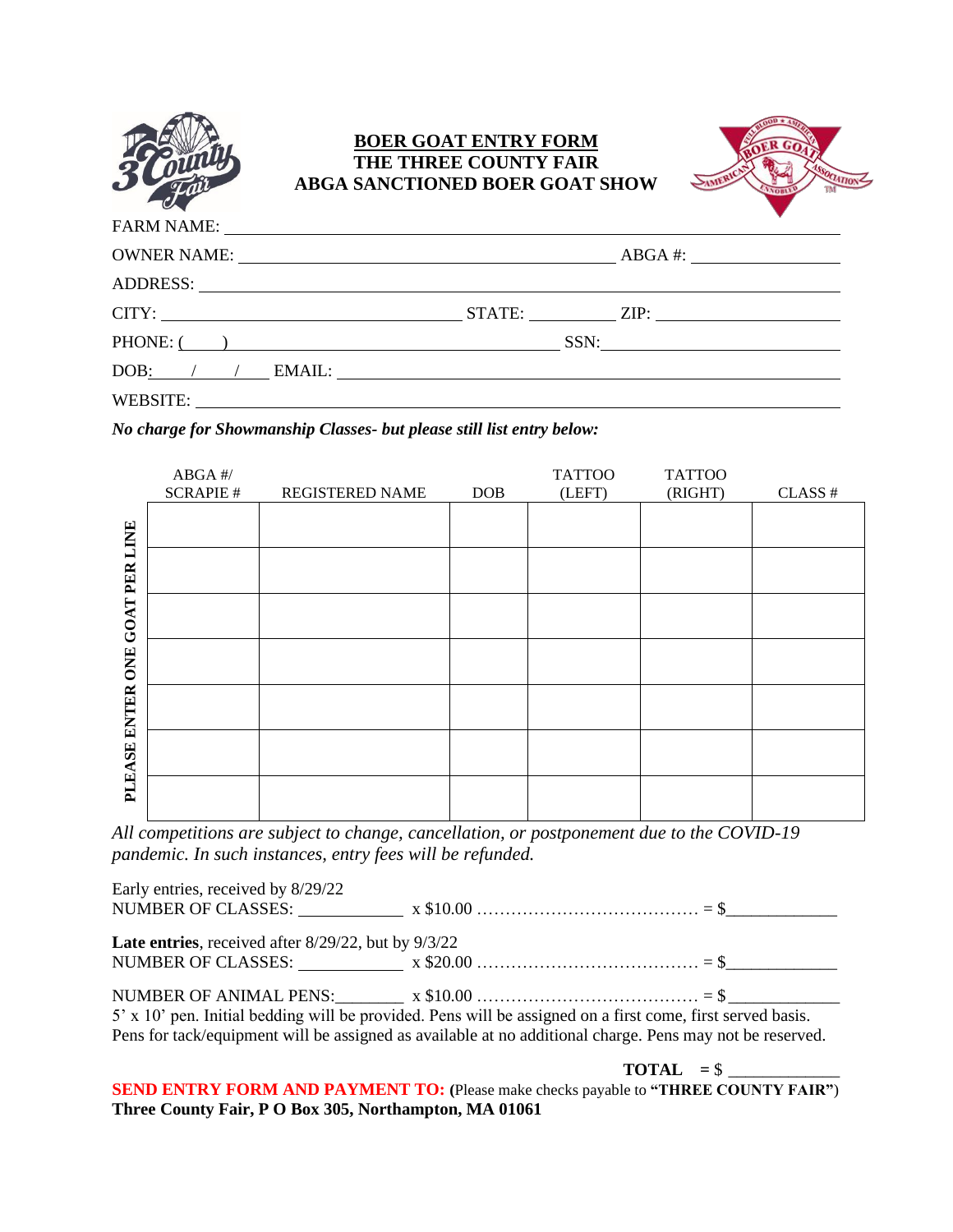# BOER GOAT ENTRY FORM
## THE THREE COUNTY FAIR
## ABGA SANCTIONED BOER GOAT SHOW

FARM NAME: ______________________________

OWNER NAME: ______________________________ ABGA #: ______________

ADDRESS: ______________________________

CITY: ______________________ STATE: ________ ZIP: ______________

PHONE: (____) ______________________ SSN: ______________

DOB: ____/____/____ EMAIL: ______________________________

WEBSITE: ______________________________

***No charge for Showmanship Classes- but please still list entry below:***

**PLEASE ENTER ONE GOAT PER LINE**

| ABGA #/ SCRAPIE # | REGISTERED NAME | DOB | TATTOO (LEFT) | TATTOO (RIGHT) | CLASS # |
|---|---|---|---|---|---|
| | | | | | |
| | | | | | |
| | | | | | |
| | | | | | |
| | | | | | |
| | | | | | |
| | | | | | |

*All competitions are subject to change, cancellation, or postponement due to the COVID-19 pandemic. In such instances, entry fees will be refunded.*

Early entries, received by 8/29/22
NUMBER OF CLASSES: ____________ x $10.00 ...................................... = $____________

**Late entries**, received after 8/29/22, but by 9/3/22
NUMBER OF CLASSES: ____________ x $20.00 ...................................... = $____________

NUMBER OF ANIMAL PENS:________ x $10.00 ...................................... = $____________
5' x 10' pen. Initial bedding will be provided. Pens will be assigned on a first come, first served basis. Pens for tack/equipment will be assigned as available at no additional charge. Pens may not be reserved.

**TOTAL** = $ ____________

**SEND ENTRY FORM AND PAYMENT TO: (**Please make checks payable to **"THREE COUNTY FAIR"**)
**Three County Fair, P O Box 305, Northampton, MA 01061**